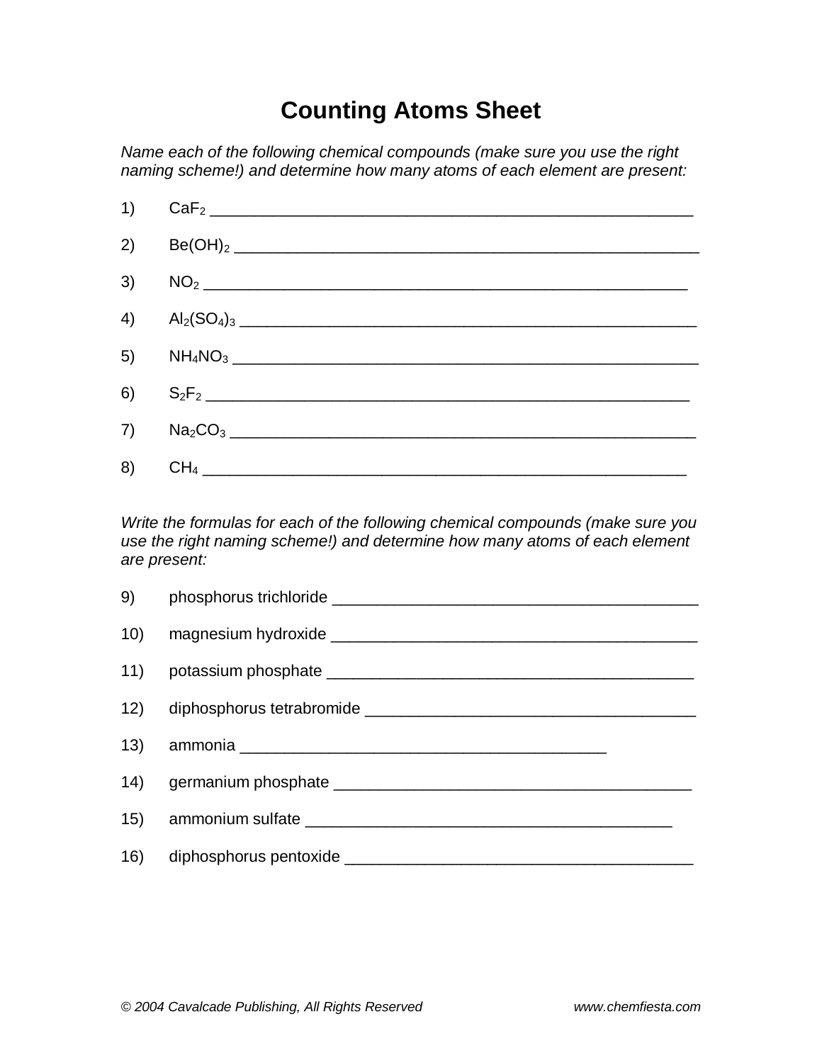# Counting Atoms Sheet

*Name each of the following chemical compounds (make sure you use the right naming scheme!) and determine how many atoms of each element are present:*

1) $CaF_2$ ________________________________________________

2) $Be(OH)_2$ ________________________________________________

3) $NO_2$ ________________________________________________

4) $Al_2(SO_4)_3$ ________________________________________________

5) $NH_4NO_3$ ________________________________________________

6) $S_2F_2$ ________________________________________________

7) $Na_2CO_3$ ________________________________________________

8) $CH_4$ ________________________________________________

*Write the formulas for each of the following chemical compounds (make sure you use the right naming scheme!) and determine how many atoms of each element are present:*

9) phosphorus trichloride ________________________________________

10) magnesium hydroxide ________________________________________

11) potassium phosphate ________________________________________

12) diphosphorus tetrabromide ____________________________________

13) ammonia ________________________________________

14) germanium phosphate ________________________________________

15) ammonium sulfate ________________________________________

16) diphosphorus pentoxide ________________________________________

*© 2004 Cavalcade Publishing, All Rights Reserved* *www.chemfiesta.com*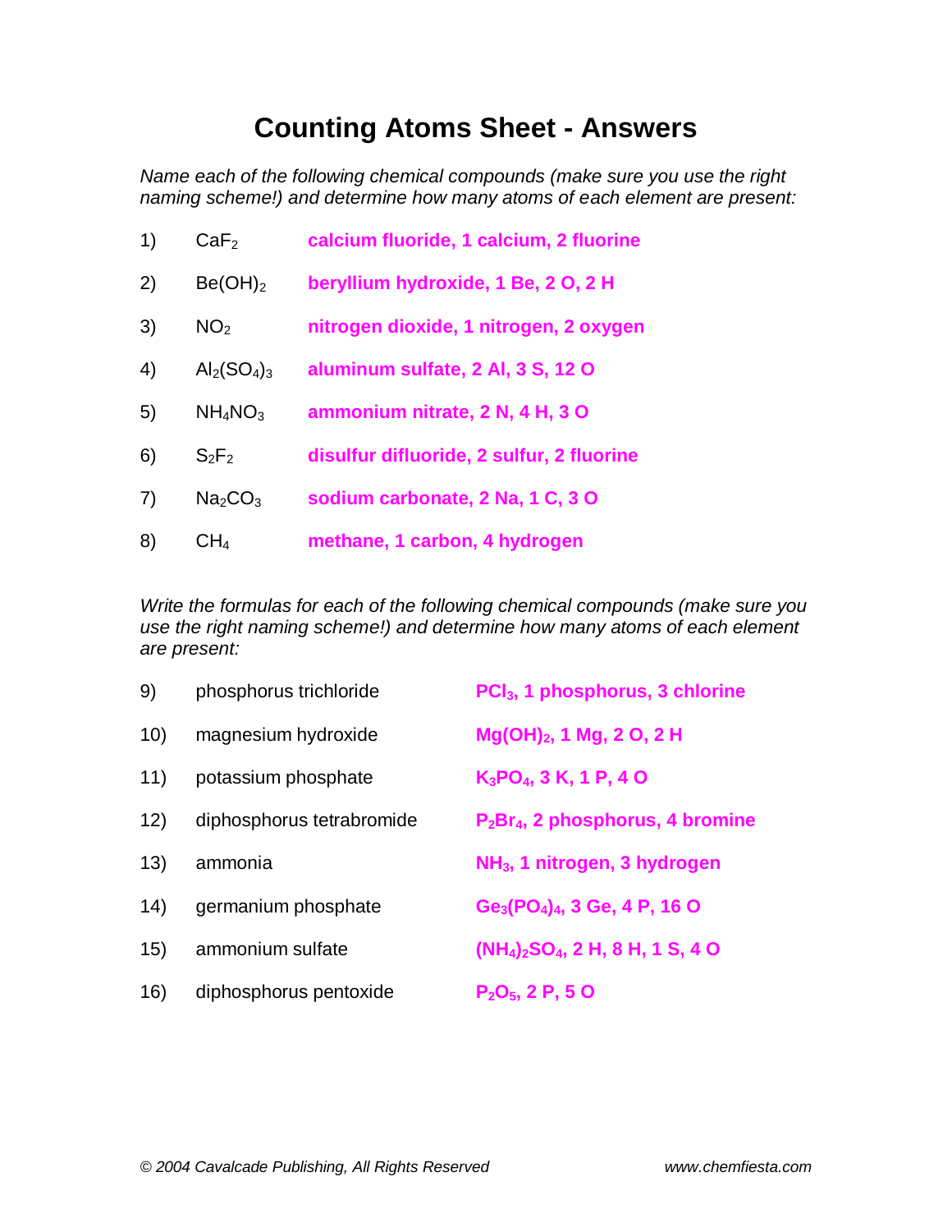# Counting Atoms Sheet - Answers

*Name each of the following chemical compounds (make sure you use the right naming scheme!) and determine how many atoms of each element are present:*

| | | |
|---|---|---|
| 1) | $CaF_2$ | **calcium fluoride, 1 calcium, 2 fluorine** |
| 2) | $Be(OH)_2$ | **beryllium hydroxide, 1 Be, 2 O, 2 H** |
| 3) | $NO_2$ | **nitrogen dioxide, 1 nitrogen, 2 oxygen** |
| 4) | $Al_2(SO_4)_3$ | **aluminum sulfate, 2 Al, 3 S, 12 O** |
| 5) | $NH_4NO_3$ | **ammonium nitrate, 2 N, 4 H, 3 O** |
| 6) | $S_2F_2$ | **disulfur difluoride, 2 sulfur, 2 fluorine** |
| 7) | $Na_2CO_3$ | **sodium carbonate, 2 Na, 1 C, 3 O** |
| 8) | $CH_4$ | **methane, 1 carbon, 4 hydrogen** |

*Write the formulas for each of the following chemical compounds (make sure you use the right naming scheme!) and determine how many atoms of each element are present:*

| | | |
|---|---|---|
| 9) | phosphorus trichloride | **$PCl_3$, 1 phosphorus, 3 chlorine** |
| 10) | magnesium hydroxide | **$Mg(OH)_2$, 1 Mg, 2 O, 2 H** |
| 11) | potassium phosphate | **$K_3PO_4$, 3 K, 1 P, 4 O** |
| 12) | diphosphorus tetrabromide | **$P_2Br_4$, 2 phosphorus, 4 bromine** |
| 13) | ammonia | **$NH_3$, 1 nitrogen, 3 hydrogen** |
| 14) | germanium phosphate | **$Ge_3(PO_4)_4$, 3 Ge, 4 P, 16 O** |
| 15) | ammonium sulfate | **$(NH_4)_2SO_4$, 2 H, 8 H, 1 S, 4 O** |
| 16) | diphosphorus pentoxide | **$P_2O_5$, 2 P, 5 O** |

*© 2004 Cavalcade Publishing, All Rights Reserved* *www.chemfiesta.com*